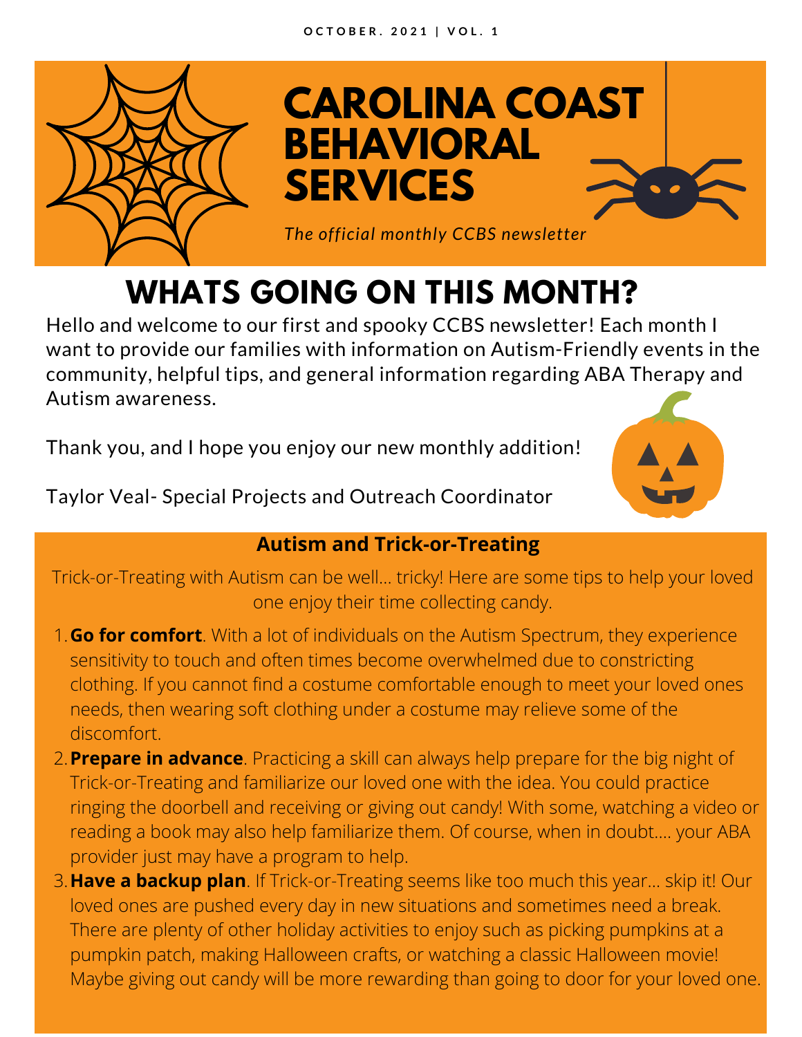OCTOBER. 2021 | VOL. 1

# CAROLINA COAST BEHAVIORAL SERVICES

*The official monthly CCBS newsletter*

## WHATS GOING ON THIS MONTH?

Hello and welcome to our first and spooky CCBS newsletter! Each month I want to provide our families with information on Autism-Friendly events in the community, helpful tips, and general information regarding ABA Therapy and Autism awareness.

Thank you, and I hope you enjoy our new monthly addition!

Taylor Veal- Special Projects and Outreach Coordinator

### Autism and Trick-or-Treating

Trick-or-Treating with Autism can be well... tricky! Here are some tips to help your loved one enjoy their time collecting candy.

1. **Go for comfort**. With a lot of individuals on the Autism Spectrum, they experience sensitivity to touch and often times become overwhelmed due to constricting clothing. If you cannot find a costume comfortable enough to meet your loved ones needs, then wearing soft clothing under a costume may relieve some of the discomfort.
2. **Prepare in advance**. Practicing a skill can always help prepare for the big night of Trick-or-Treating and familiarize our loved one with the idea. You could practice ringing the doorbell and receiving or giving out candy! With some, watching a video or reading a book may also help familiarize them. Of course, when in doubt.... your ABA provider just may have a program to help.
3. **Have a backup plan**. If Trick-or-Treating seems like too much this year... skip it! Our loved ones are pushed every day in new situations and sometimes need a break. There are plenty of other holiday activities to enjoy such as picking pumpkins at a pumpkin patch, making Halloween crafts, or watching a classic Halloween movie! Maybe giving out candy will be more rewarding than going to door for your loved one.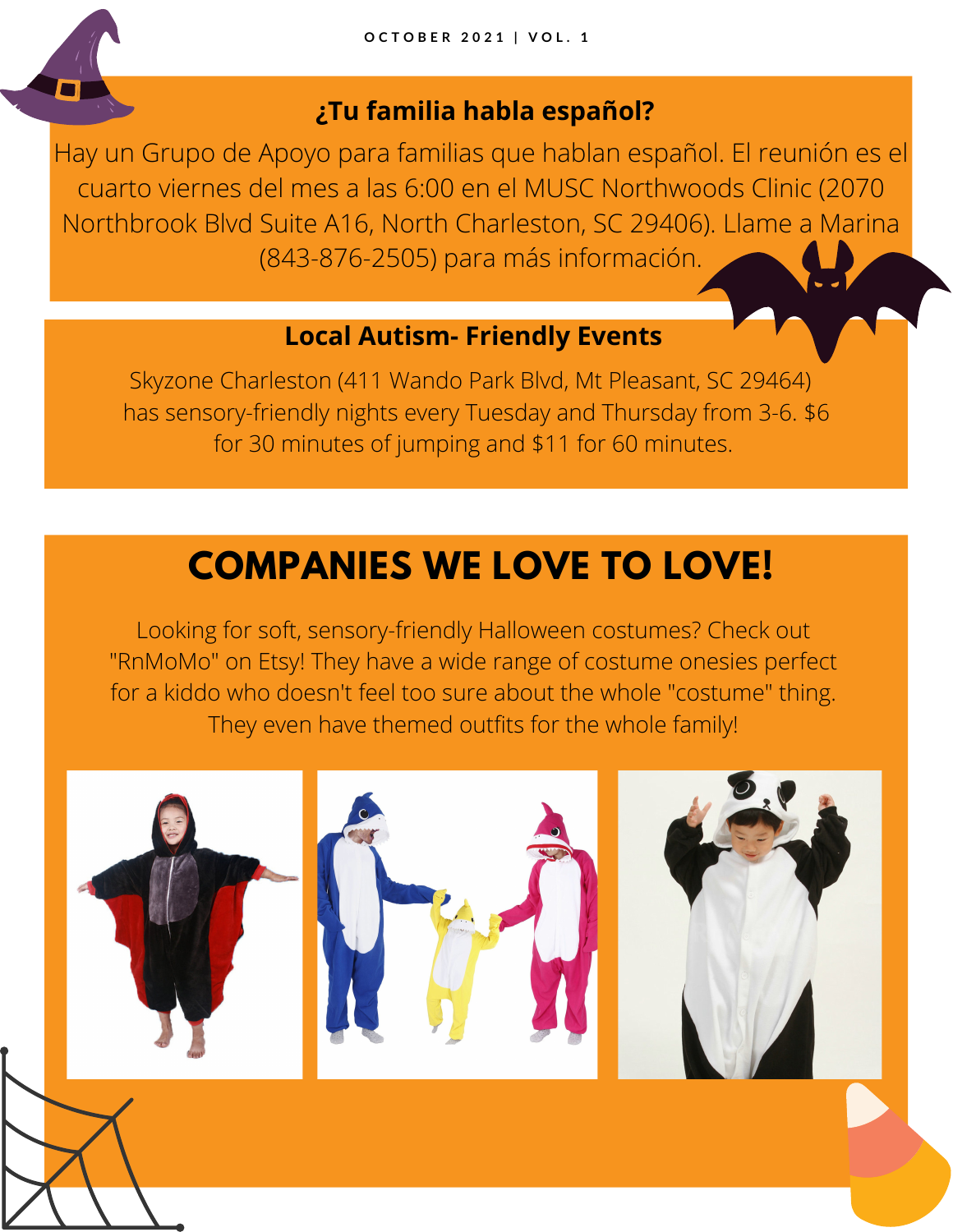OCTOBER 2021 | VOL. 1

## ¿Tu familia habla español?

Hay un Grupo de Apoyo para familias que hablan español. El reunión es el cuarto viernes del mes a las 6:00 en el MUSC Northwoods Clinic (2070 Northbrook Blvd Suite A16, North Charleston, SC 29406). Llame a Marina (843-876-2505) para más información.

## Local Autism- Friendly Events

Skyzone Charleston (411 Wando Park Blvd, Mt Pleasant, SC 29464) has sensory-friendly nights every Tuesday and Thursday from 3-6. $6 for 30 minutes of jumping and $11 for 60 minutes.

# COMPANIES WE LOVE TO LOVE!

Looking for soft, sensory-friendly Halloween costumes? Check out "RnMoMo" on Etsy! They have a wide range of costume onesies perfect for a kiddo who doesn't feel too sure about the whole "costume" thing. They even have themed outfits for the whole family!